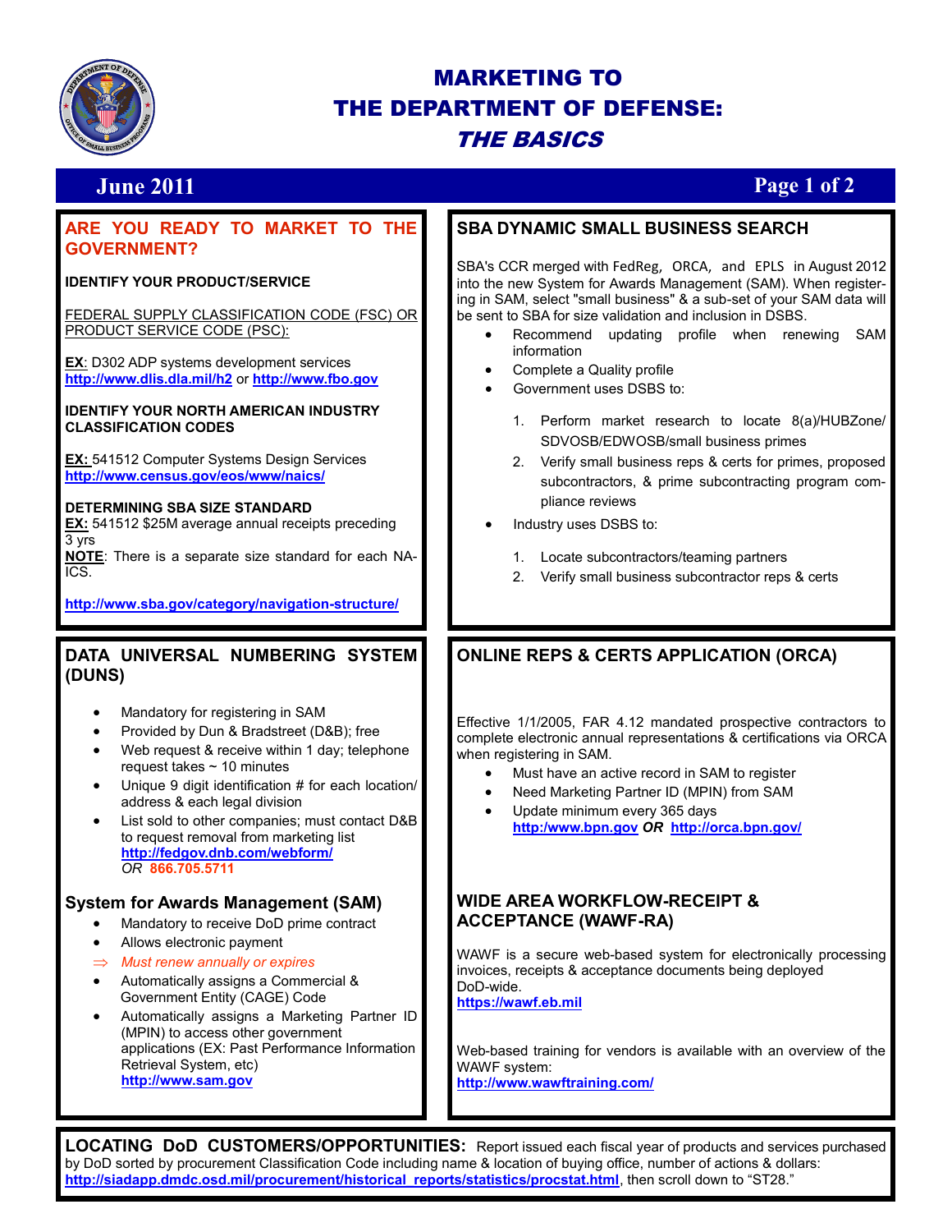# MARKETING TO THE DEPARTMENT OF DEFENSE: *THE BASICS*

**June 2011**

## ARE YOU READY TO MARKET TO THE GOVERNMENT?

**IDENTIFY YOUR PRODUCT/SERVICE**

FEDERAL SUPPLY CLASSIFICATION CODE (FSC) OR PRODUCT SERVICE CODE (PSC):

**EX**: D302 ADP systems development services
**http://www.dlis.dla.mil/h2** or **http://www.fbo.gov**

**IDENTIFY YOUR NORTH AMERICAN INDUSTRY CLASSIFICATION CODES**

**EX:** 541512 Computer Systems Design Services
**http://www.census.gov/eos/www/naics/**

**DETERMINING SBA SIZE STANDARD**
**EX:** 541512 $25M average annual receipts preceding 3 yrs
**NOTE**: There is a separate size standard for each NAICS.

**http://www.sba.gov/category/navigation-structure/**

## DATA UNIVERSAL NUMBERING SYSTEM (DUNS)

- Mandatory for registering in SAM
- Provided by Dun & Bradstreet (D&B); free
- Web request & receive within 1 day; telephone request takes ~ 10 minutes
- Unique 9 digit identification # for each location/address & each legal division
- List sold to other companies; must contact D&B to request removal from marketing list
  **http://fedgov.dnb.com/webform/**
  *OR* **866.705.5711**

## System for Awards Management (SAM)

- Mandatory to receive DoD prime contract
- Allows electronic payment
- ⇒ *Must renew annually or expires*
- Automatically assigns a Commercial & Government Entity (CAGE) Code
- Automatically assigns a Marketing Partner ID (MPIN) to access other government applications (EX: Past Performance Information Retrieval System, etc)
  **http://www.sam.gov**

## SBA DYNAMIC SMALL BUSINESS SEARCH

SBA's CCR merged with FedReg, ORCA, and EPLS in August 2012 into the new System for Awards Management (SAM). When registering in SAM, select "small business" & a sub-set of your SAM data will be sent to SBA for size validation and inclusion in DSBS.

- Recommend updating profile when renewing SAM information
- Complete a Quality profile
- Government uses DSBS to:
  1. Perform market research to locate 8(a)/HUBZone/SDVOSB/EDWOSB/small business primes
  2. Verify small business reps & certs for primes, proposed subcontractors, & prime subcontracting program compliance reviews
- Industry uses DSBS to:
  1. Locate subcontractors/teaming partners
  2. Verify small business subcontractor reps & certs

## ONLINE REPS & CERTS APPLICATION (ORCA)

Effective 1/1/2005, FAR 4.12 mandated prospective contractors to complete electronic annual representations & certifications via ORCA when registering in SAM.

- Must have an active record in SAM to register
- Need Marketing Partner ID (MPIN) from SAM
- Update minimum every 365 days
  **http:/www.bpn.gov** ***OR*** **http://orca.bpn.gov/**

## WIDE AREA WORKFLOW-RECEIPT & ACCEPTANCE (WAWF-RA)

WAWF is a secure web-based system for electronically processing invoices, receipts & acceptance documents being deployed DoD-wide.
**https://wawf.eb.mil**

Web-based training for vendors is available with an overview of the WAWF system:
**http://www.wawftraining.com/**

**LOCATING DoD CUSTOMERS/OPPORTUNITIES:** Report issued each fiscal year of products and services purchased by DoD sorted by procurement Classification Code including name & location of buying office, number of actions & dollars: **http://siadapp.dmdc.osd.mil/procurement/historical_reports/statistics/procstat.html**, then scroll down to "ST28."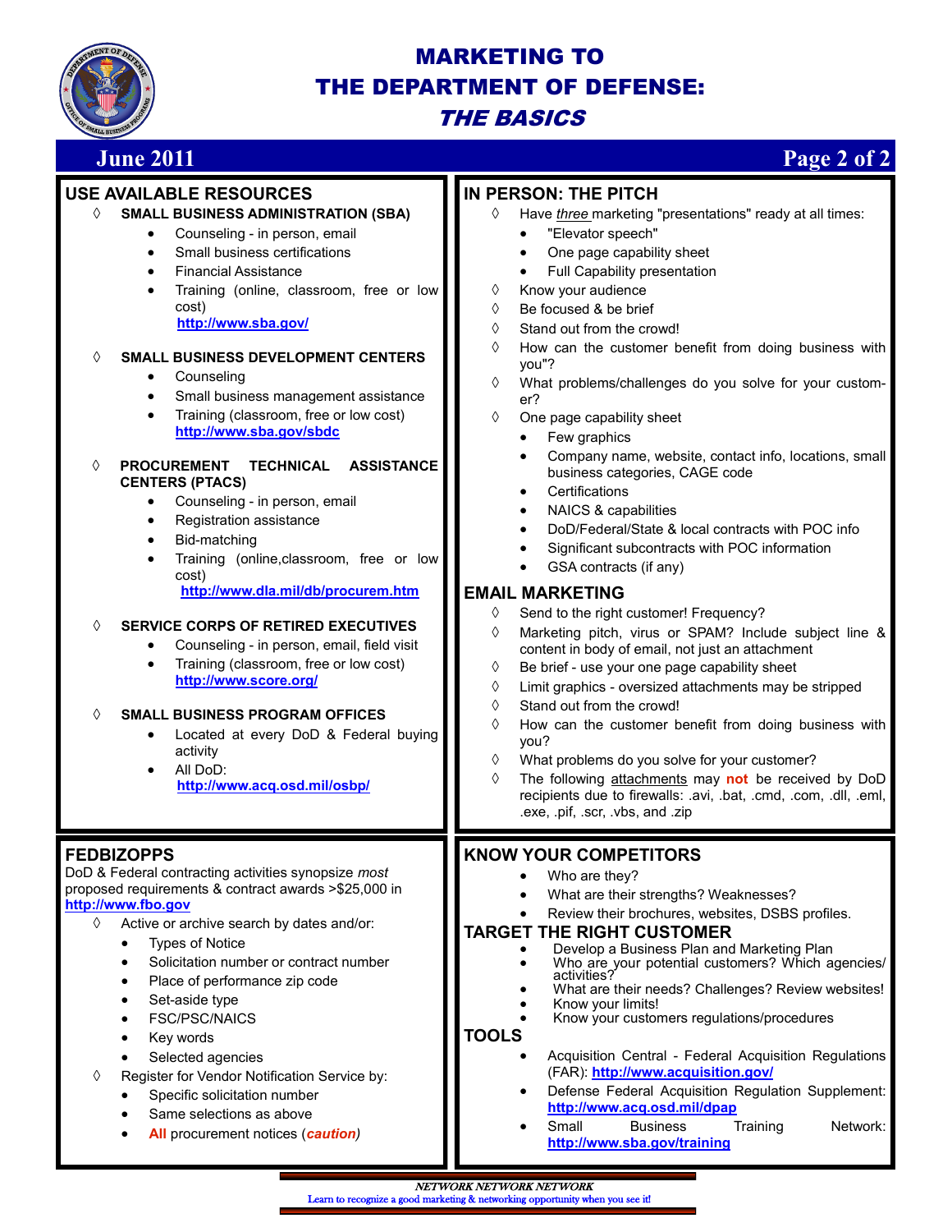# MARKETING TO THE DEPARTMENT OF DEFENSE: *THE BASICS*

## USE AVAILABLE RESOURCES

◊ **SMALL BUSINESS ADMINISTRATION (SBA)**
- Counseling - in person, email
- Small business certifications
- Financial Assistance
- Training (online, classroom, free or low cost)

**http://www.sba.gov/**

◊ **SMALL BUSINESS DEVELOPMENT CENTERS**
- Counseling
- Small business management assistance
- Training (classroom, free or low cost)

**http://www.sba.gov/sbdc**

◊ **PROCUREMENT TECHNICAL ASSISTANCE CENTERS (PTACS)**
- Counseling - in person, email
- Registration assistance
- Bid-matching
- Training (online,classroom, free or low cost)

**http://www.dla.mil/db/procurem.htm**

◊ **SERVICE CORPS OF RETIRED EXECUTIVES**
- Counseling - in person, email, field visit
- Training (classroom, free or low cost)

**http://www.score.org/**

◊ **SMALL BUSINESS PROGRAM OFFICES**
- Located at every DoD & Federal buying activity
- All DoD:

**http://www.acq.osd.mil/osbp/**

## IN PERSON: THE PITCH

◊ Have *three* marketing "presentations" ready at all times:
- "Elevator speech"
- One page capability sheet
- Full Capability presentation

◊ Know your audience

◊ Be focused & be brief

◊ Stand out from the crowd!

◊ How can the customer benefit from doing business with you"?

◊ What problems/challenges do you solve for your customer?

◊ One page capability sheet
- Few graphics
- Company name, website, contact info, locations, small business categories, CAGE code
- Certifications
- NAICS & capabilities
- DoD/Federal/State & local contracts with POC info
- Significant subcontracts with POC information
- GSA contracts (if any)

## EMAIL MARKETING

◊ Send to the right customer! Frequency?

◊ Marketing pitch, virus or SPAM? Include subject line & content in body of email, not just an attachment

◊ Be brief - use your one page capability sheet

◊ Limit graphics - oversized attachments may be stripped

◊ Stand out from the crowd!

◊ How can the customer benefit from doing business with you?

◊ What problems do you solve for your customer?

◊ The following attachments may **not** be received by DoD recipients due to firewalls: .avi, .bat, .cmd, .com, .dll, .eml, .exe, .pif, .scr, .vbs, and .zip

## FEDBIZOPPS

DoD & Federal contracting activities synopsize *most* proposed requirements & contract awards >$25,000 in **http://www.fbo.gov**

◊ Active or archive search by dates and/or:
- Types of Notice
- Solicitation number or contract number
- Place of performance zip code
- Set-aside type
- FSC/PSC/NAICS
- Key words
- Selected agencies

◊ Register for Vendor Notification Service by:
- Specific solicitation number
- Same selections as above
- **All** procurement notices (***caution***)

## KNOW YOUR COMPETITORS

- Who are they?
- What are their strengths? Weaknesses?
- Review their brochures, websites, DSBS profiles.

## TARGET THE RIGHT CUSTOMER

- Develop a Business Plan and Marketing Plan
- Who are your potential customers? Which agencies/activities?
- What are their needs? Challenges? Review websites!
- Know your limits!
- Know your customers regulations/procedures

## TOOLS

- Acquisition Central - Federal Acquisition Regulations (FAR): **http://www.acquisition.gov/**
- Defense Federal Acquisition Regulation Supplement: **http://www.acq.osd.mil/dpap**
- Small Business Training Network: **http://www.sba.gov/training**

*NETWORK NETWORK NETWORK*

Learn to recognize a good marketing & networking opportunity when you see it!